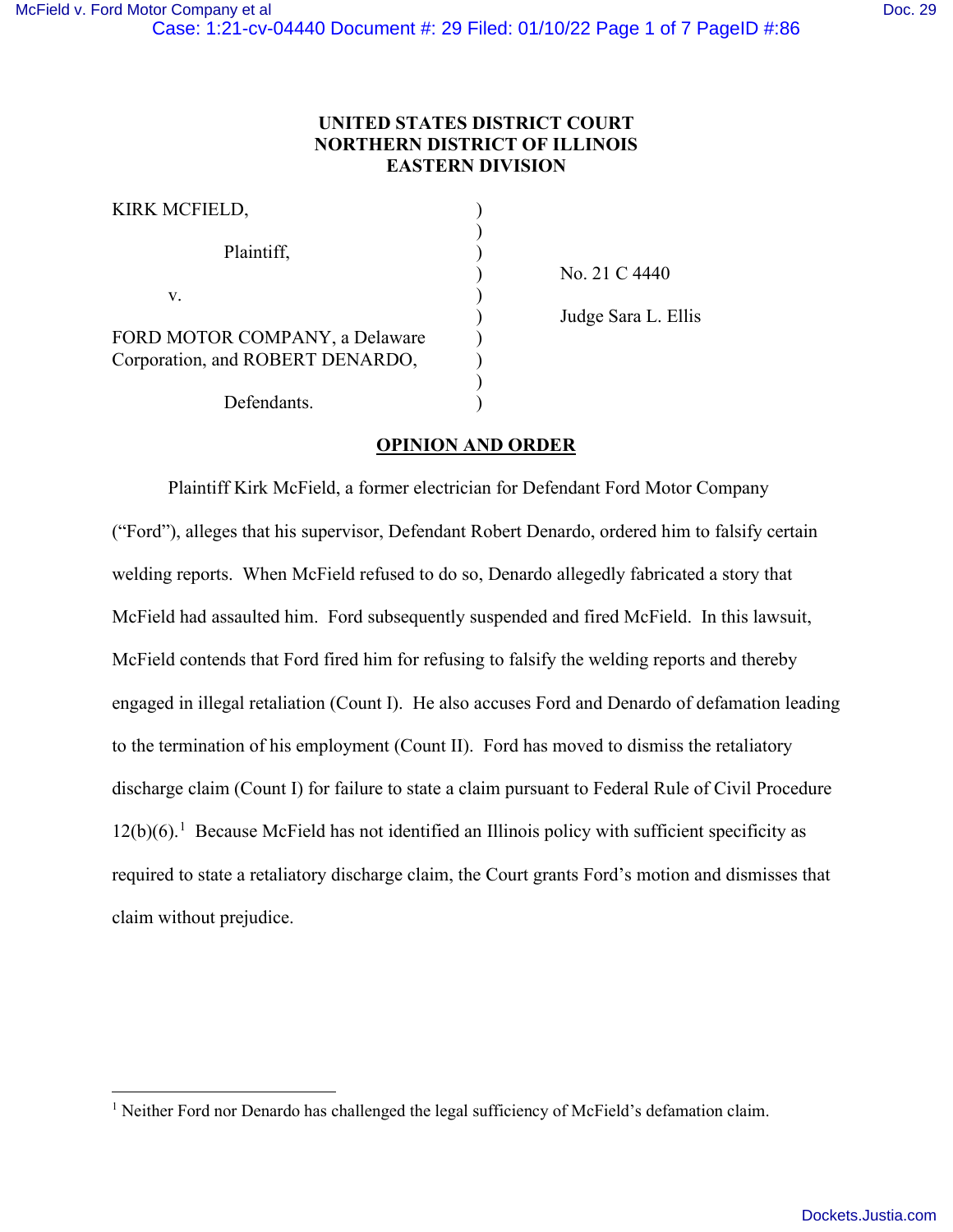**UNITED STATES DISTRICT COURT**
**NORTHERN DISTRICT OF ILLINOIS**
**EASTERN DIVISION**

| | | |
|---|---|---|
| KIRK MCFIELD, | ) | |
| | ) | |
| Plaintiff, | ) | |
| | ) | No. 21 C 4440 |
| v. | ) | |
| | ) | Judge Sara L. Ellis |
| FORD MOTOR COMPANY, a Delaware Corporation, and ROBERT DENARDO, | ) | |
| | ) | |
| Defendants. | ) | |

**OPINION AND ORDER**

Plaintiff Kirk McField, a former electrician for Defendant Ford Motor Company ("Ford"), alleges that his supervisor, Defendant Robert Denardo, ordered him to falsify certain welding reports. When McField refused to do so, Denardo allegedly fabricated a story that McField had assaulted him. Ford subsequently suspended and fired McField. In this lawsuit, McField contends that Ford fired him for refusing to falsify the welding reports and thereby engaged in illegal retaliation (Count I). He also accuses Ford and Denardo of defamation leading to the termination of his employment (Count II). Ford has moved to dismiss the retaliatory discharge claim (Count I) for failure to state a claim pursuant to Federal Rule of Civil Procedure 12(b)(6).[1] Because McField has not identified an Illinois policy with sufficient specificity as required to state a retaliatory discharge claim, the Court grants Ford's motion and dismisses that claim without prejudice.

[1] Neither Ford nor Denardo has challenged the legal sufficiency of McField's defamation claim.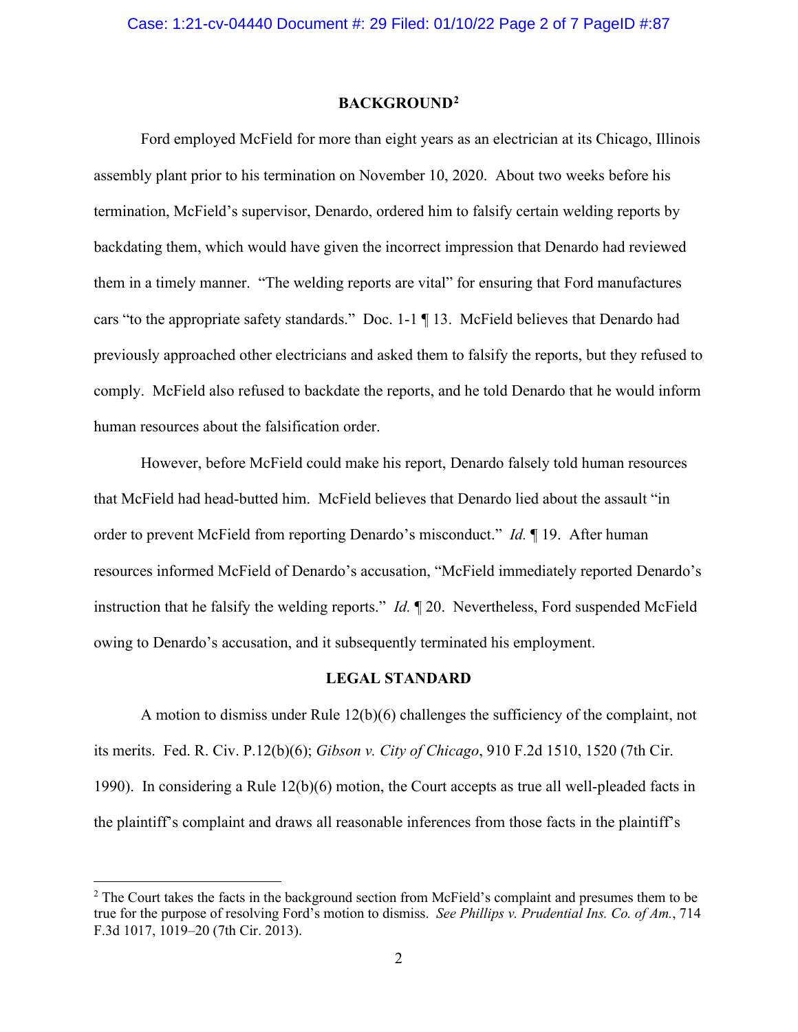## BACKGROUND[2]

Ford employed McField for more than eight years as an electrician at its Chicago, Illinois assembly plant prior to his termination on November 10, 2020. About two weeks before his termination, McField's supervisor, Denardo, ordered him to falsify certain welding reports by backdating them, which would have given the incorrect impression that Denardo had reviewed them in a timely manner. "The welding reports are vital" for ensuring that Ford manufactures cars "to the appropriate safety standards." Doc. 1-1 ¶ 13. McField believes that Denardo had previously approached other electricians and asked them to falsify the reports, but they refused to comply. McField also refused to backdate the reports, and he told Denardo that he would inform human resources about the falsification order.

However, before McField could make his report, Denardo falsely told human resources that McField had head-butted him. McField believes that Denardo lied about the assault "in order to prevent McField from reporting Denardo's misconduct." *Id.* ¶ 19. After human resources informed McField of Denardo's accusation, "McField immediately reported Denardo's instruction that he falsify the welding reports." *Id.* ¶ 20. Nevertheless, Ford suspended McField owing to Denardo's accusation, and it subsequently terminated his employment.

## LEGAL STANDARD

A motion to dismiss under Rule 12(b)(6) challenges the sufficiency of the complaint, not its merits. Fed. R. Civ. P.12(b)(6); *Gibson v. City of Chicago*, 910 F.2d 1510, 1520 (7th Cir. 1990). In considering a Rule 12(b)(6) motion, the Court accepts as true all well-pleaded facts in the plaintiff's complaint and draws all reasonable inferences from those facts in the plaintiff's

---

[2] The Court takes the facts in the background section from McField's complaint and presumes them to be true for the purpose of resolving Ford's motion to dismiss. *See Phillips v. Prudential Ins. Co. of Am.*, 714 F.3d 1017, 1019–20 (7th Cir. 2013).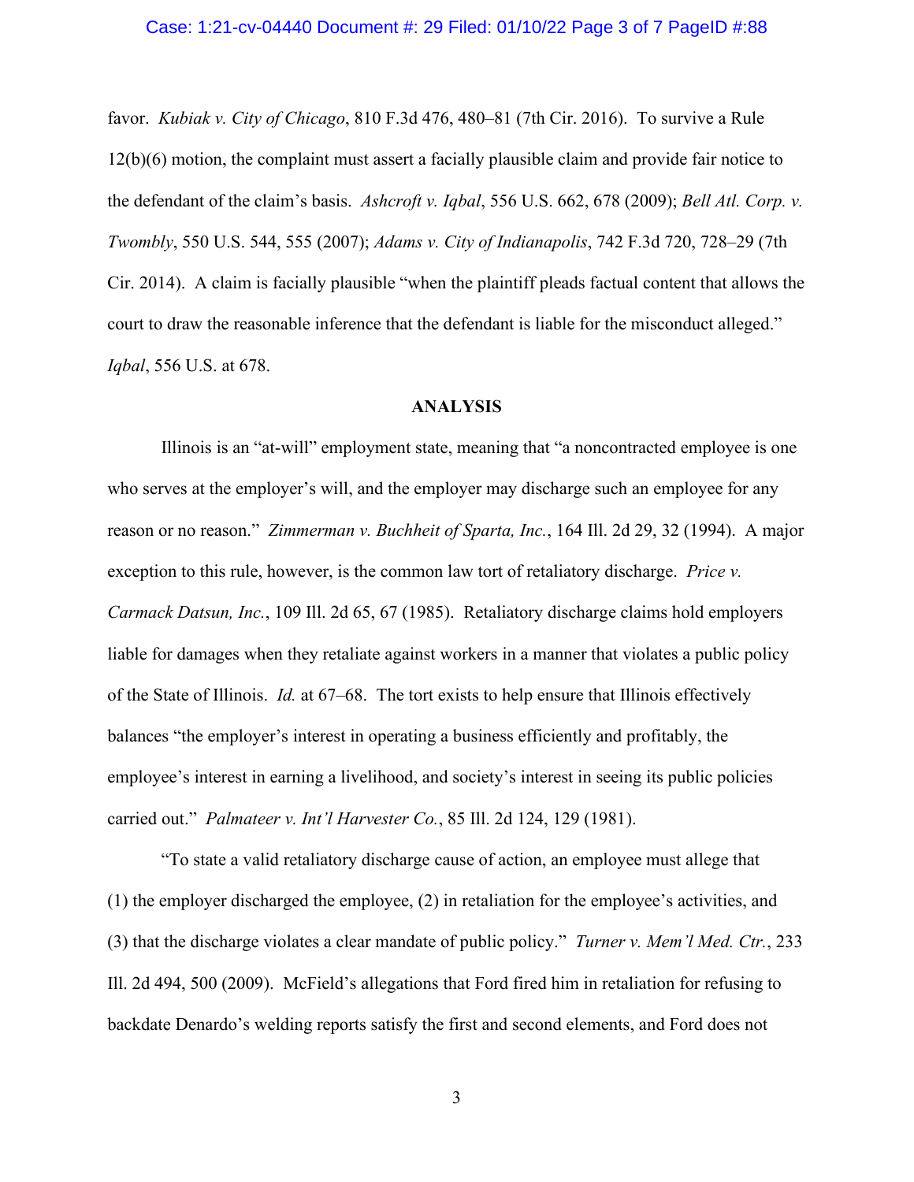favor. *Kubiak v. City of Chicago*, 810 F.3d 476, 480–81 (7th Cir. 2016). To survive a Rule 12(b)(6) motion, the complaint must assert a facially plausible claim and provide fair notice to the defendant of the claim's basis. *Ashcroft v. Iqbal*, 556 U.S. 662, 678 (2009); *Bell Atl. Corp. v. Twombly*, 550 U.S. 544, 555 (2007); *Adams v. City of Indianapolis*, 742 F.3d 720, 728–29 (7th Cir. 2014). A claim is facially plausible "when the plaintiff pleads factual content that allows the court to draw the reasonable inference that the defendant is liable for the misconduct alleged." *Iqbal*, 556 U.S. at 678.

## ANALYSIS

Illinois is an "at-will" employment state, meaning that "a noncontracted employee is one who serves at the employer's will, and the employer may discharge such an employee for any reason or no reason." *Zimmerman v. Buchheit of Sparta, Inc.*, 164 Ill. 2d 29, 32 (1994). A major exception to this rule, however, is the common law tort of retaliatory discharge. *Price v. Carmack Datsun, Inc.*, 109 Ill. 2d 65, 67 (1985). Retaliatory discharge claims hold employers liable for damages when they retaliate against workers in a manner that violates a public policy of the State of Illinois. *Id.* at 67–68. The tort exists to help ensure that Illinois effectively balances "the employer's interest in operating a business efficiently and profitably, the employee's interest in earning a livelihood, and society's interest in seeing its public policies carried out." *Palmateer v. Int'l Harvester Co.*, 85 Ill. 2d 124, 129 (1981).

"To state a valid retaliatory discharge cause of action, an employee must allege that (1) the employer discharged the employee, (2) in retaliation for the employee's activities, and (3) that the discharge violates a clear mandate of public policy." *Turner v. Mem'l Med. Ctr.*, 233 Ill. 2d 494, 500 (2009). McField's allegations that Ford fired him in retaliation for refusing to backdate Denardo's welding reports satisfy the first and second elements, and Ford does not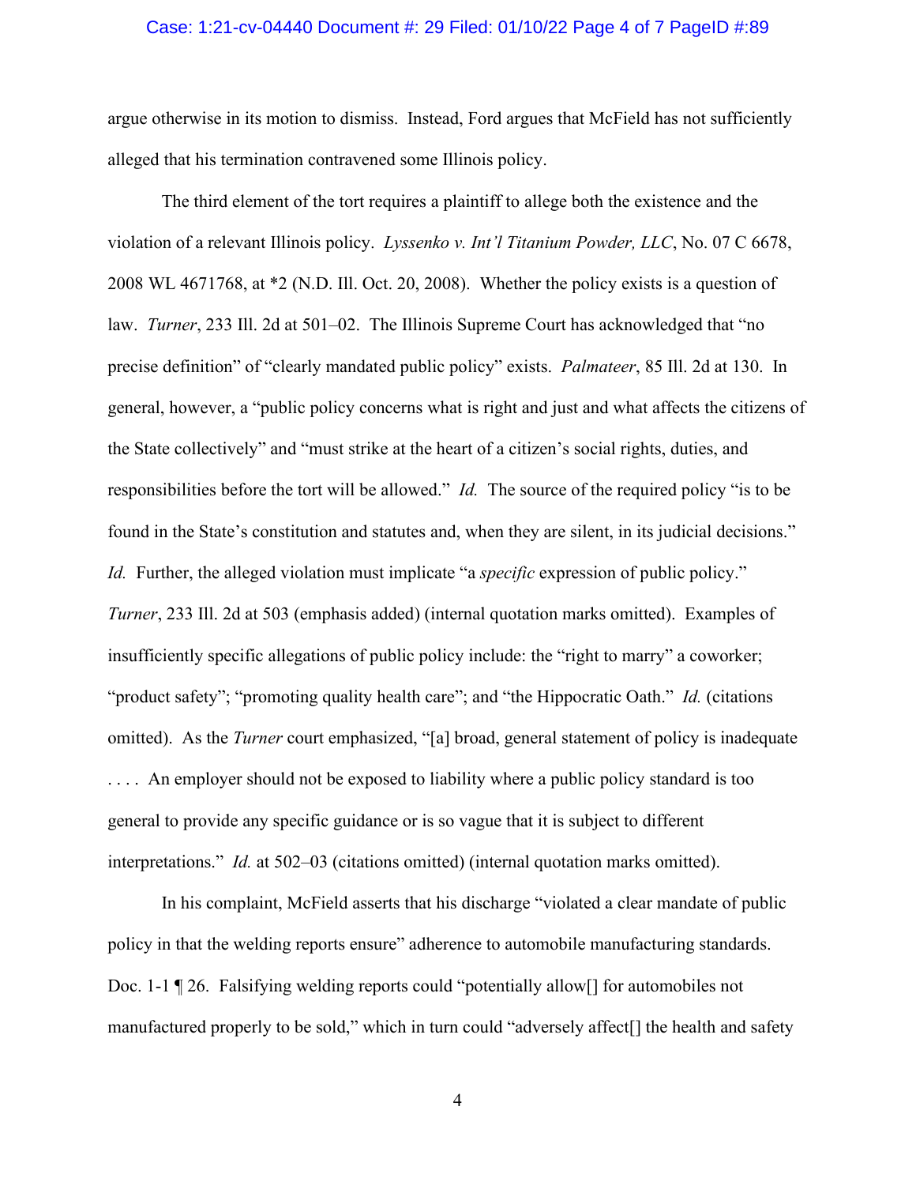argue otherwise in its motion to dismiss. Instead, Ford argues that McField has not sufficiently alleged that his termination contravened some Illinois policy.

The third element of the tort requires a plaintiff to allege both the existence and the violation of a relevant Illinois policy. *Lyssenko v. Int'l Titanium Powder, LLC*, No. 07 C 6678, 2008 WL 4671768, at *2 (N.D. Ill. Oct. 20, 2008). Whether the policy exists is a question of law. *Turner*, 233 Ill. 2d at 501–02. The Illinois Supreme Court has acknowledged that "no precise definition" of "clearly mandated public policy" exists. *Palmateer*, 85 Ill. 2d at 130. In general, however, a "public policy concerns what is right and just and what affects the citizens of the State collectively" and "must strike at the heart of a citizen's social rights, duties, and responsibilities before the tort will be allowed." *Id.* The source of the required policy "is to be found in the State's constitution and statutes and, when they are silent, in its judicial decisions." *Id.* Further, the alleged violation must implicate "a *specific* expression of public policy." *Turner*, 233 Ill. 2d at 503 (emphasis added) (internal quotation marks omitted). Examples of insufficiently specific allegations of public policy include: the "right to marry" a coworker; "product safety"; "promoting quality health care"; and "the Hippocratic Oath." *Id.* (citations omitted). As the *Turner* court emphasized, "[a] broad, general statement of policy is inadequate . . . . An employer should not be exposed to liability where a public policy standard is too general to provide any specific guidance or is so vague that it is subject to different interpretations." *Id.* at 502–03 (citations omitted) (internal quotation marks omitted).

In his complaint, McField asserts that his discharge "violated a clear mandate of public policy in that the welding reports ensure" adherence to automobile manufacturing standards. Doc. 1-1 ¶ 26. Falsifying welding reports could "potentially allow[] for automobiles not manufactured properly to be sold," which in turn could "adversely affect[] the health and safety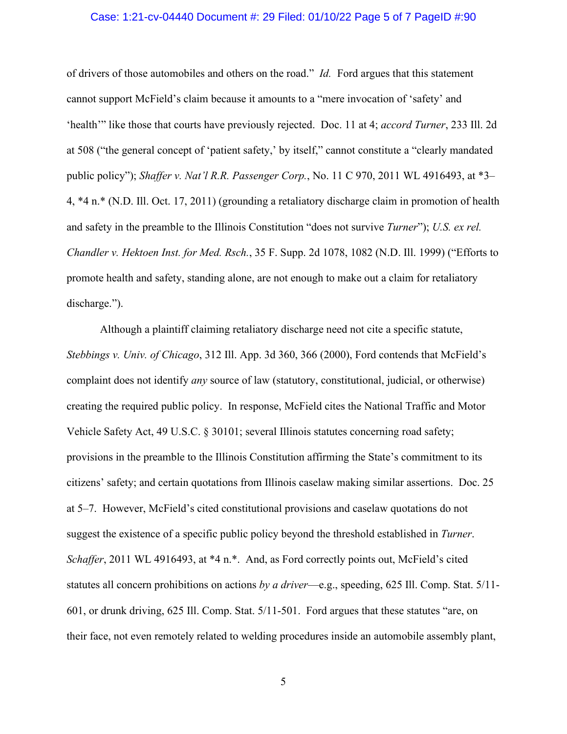of drivers of those automobiles and others on the road." *Id.* Ford argues that this statement cannot support McField's claim because it amounts to a "mere invocation of 'safety' and 'health'" like those that courts have previously rejected. Doc. 11 at 4; *accord Turner*, 233 Ill. 2d at 508 ("the general concept of 'patient safety,' by itself," cannot constitute a "clearly mandated public policy"); *Shaffer v. Nat'l R.R. Passenger Corp.*, No. 11 C 970, 2011 WL 4916493, at *3–4, *4 n.* (N.D. Ill. Oct. 17, 2011) (grounding a retaliatory discharge claim in promotion of health and safety in the preamble to the Illinois Constitution "does not survive *Turner*"); *U.S. ex rel. Chandler v. Hektoen Inst. for Med. Rsch.*, 35 F. Supp. 2d 1078, 1082 (N.D. Ill. 1999) ("Efforts to promote health and safety, standing alone, are not enough to make out a claim for retaliatory discharge.").

Although a plaintiff claiming retaliatory discharge need not cite a specific statute, *Stebbings v. Univ. of Chicago*, 312 Ill. App. 3d 360, 366 (2000), Ford contends that McField's complaint does not identify *any* source of law (statutory, constitutional, judicial, or otherwise) creating the required public policy. In response, McField cites the National Traffic and Motor Vehicle Safety Act, 49 U.S.C. § 30101; several Illinois statutes concerning road safety; provisions in the preamble to the Illinois Constitution affirming the State's commitment to its citizens' safety; and certain quotations from Illinois caselaw making similar assertions. Doc. 25 at 5–7. However, McField's cited constitutional provisions and caselaw quotations do not suggest the existence of a specific public policy beyond the threshold established in *Turner*. *Schaffer*, 2011 WL 4916493, at *4 n.*. And, as Ford correctly points out, McField's cited statutes all concern prohibitions on actions *by a driver*—e.g., speeding, 625 Ill. Comp. Stat. 5/11-601, or drunk driving, 625 Ill. Comp. Stat. 5/11-501. Ford argues that these statutes "are, on their face, not even remotely related to welding procedures inside an automobile assembly plant,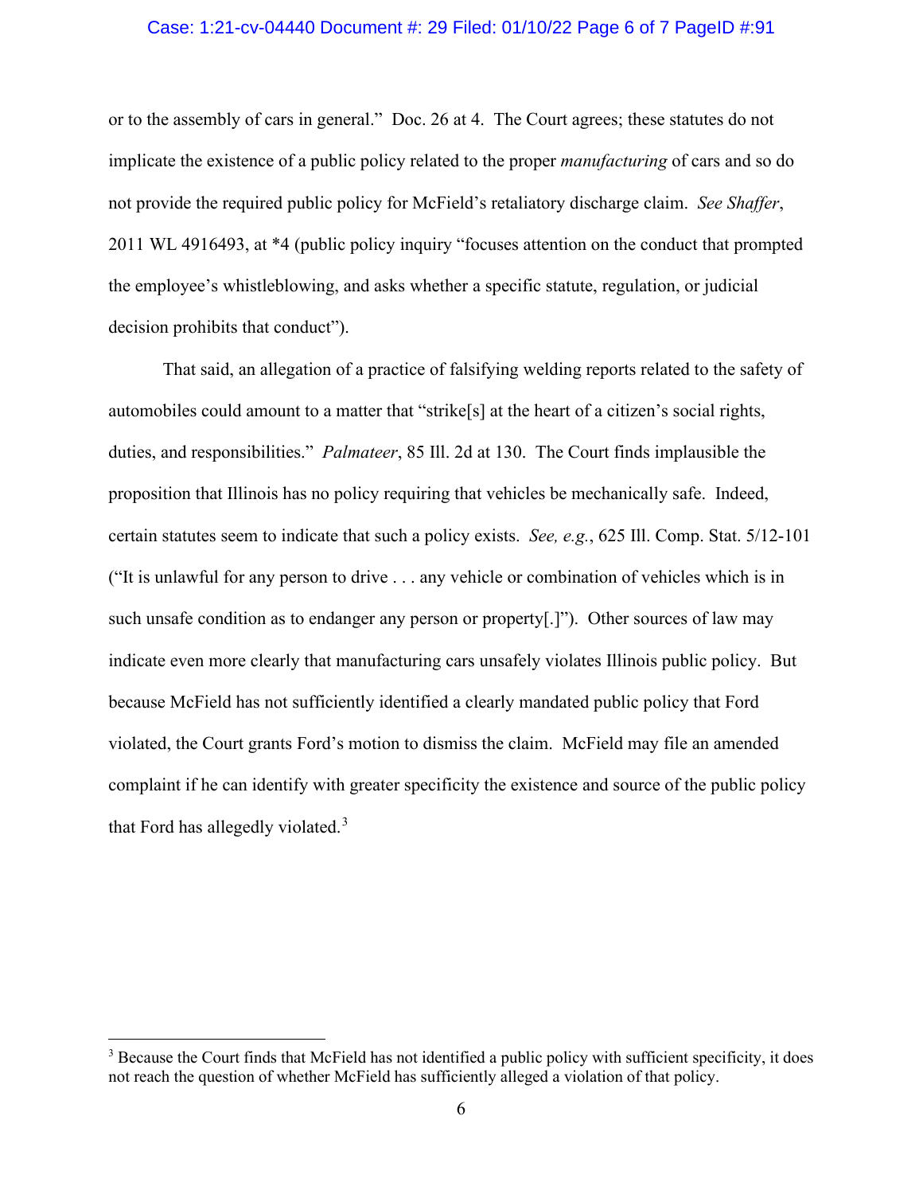or to the assembly of cars in general." Doc. 26 at 4. The Court agrees; these statutes do not implicate the existence of a public policy related to the proper *manufacturing* of cars and so do not provide the required public policy for McField's retaliatory discharge claim. *See Shaffer*, 2011 WL 4916493, at *4 (public policy inquiry "focuses attention on the conduct that prompted the employee's whistleblowing, and asks whether a specific statute, regulation, or judicial decision prohibits that conduct").

That said, an allegation of a practice of falsifying welding reports related to the safety of automobiles could amount to a matter that "strike[s] at the heart of a citizen's social rights, duties, and responsibilities." *Palmateer*, 85 Ill. 2d at 130. The Court finds implausible the proposition that Illinois has no policy requiring that vehicles be mechanically safe. Indeed, certain statutes seem to indicate that such a policy exists. *See, e.g.*, 625 Ill. Comp. Stat. 5/12-101 ("It is unlawful for any person to drive . . . any vehicle or combination of vehicles which is in such unsafe condition as to endanger any person or property[.]"). Other sources of law may indicate even more clearly that manufacturing cars unsafely violates Illinois public policy. But because McField has not sufficiently identified a clearly mandated public policy that Ford violated, the Court grants Ford's motion to dismiss the claim. McField may file an amended complaint if he can identify with greater specificity the existence and source of the public policy that Ford has allegedly violated.[3]

---

[3] Because the Court finds that McField has not identified a public policy with sufficient specificity, it does not reach the question of whether McField has sufficiently alleged a violation of that policy.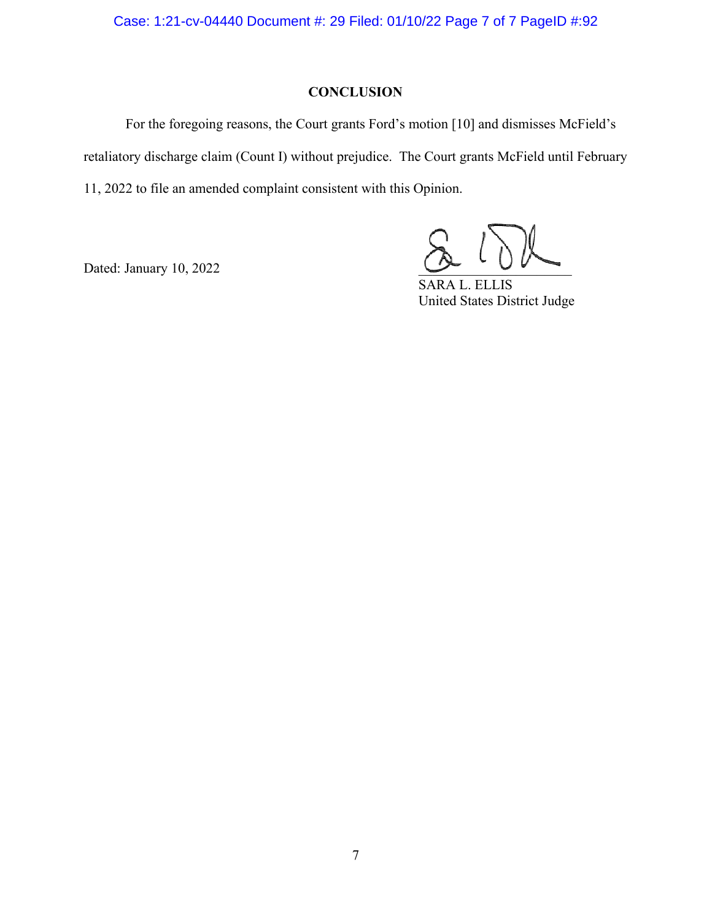## CONCLUSION

For the foregoing reasons, the Court grants Ford's motion [10] and dismisses McField's retaliatory discharge claim (Count I) without prejudice. The Court grants McField until February 11, 2022 to file an amended complaint consistent with this Opinion.

Dated: January 10, 2022

SARA L. ELLIS
United States District Judge